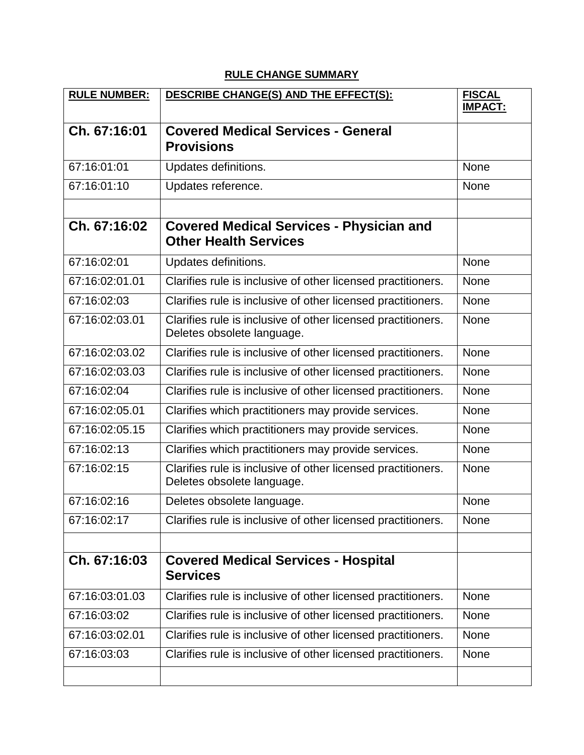**RULE CHANGE SUMMARY**

| RULE NUMBER: | DESCRIBE CHANGE(S) AND THE EFFECT(S): | FISCAL IMPACT: |
|---|---|---|
| **Ch. 67:16:01** | **Covered Medical Services - General Provisions** | |
| 67:16:01:01 | Updates definitions. | None |
| 67:16:01:10 | Updates reference. | None |
| | | |
| **Ch. 67:16:02** | **Covered Medical Services - Physician and Other Health Services** | |
| 67:16:02:01 | Updates definitions. | None |
| 67:16:02:01.01 | Clarifies rule is inclusive of other licensed practitioners. | None |
| 67:16:02:03 | Clarifies rule is inclusive of other licensed practitioners. | None |
| 67:16:02:03.01 | Clarifies rule is inclusive of other licensed practitioners. Deletes obsolete language. | None |
| 67:16:02:03.02 | Clarifies rule is inclusive of other licensed practitioners. | None |
| 67:16:02:03.03 | Clarifies rule is inclusive of other licensed practitioners. | None |
| 67:16:02:04 | Clarifies rule is inclusive of other licensed practitioners. | None |
| 67:16:02:05.01 | Clarifies which practitioners may provide services. | None |
| 67:16:02:05.15 | Clarifies which practitioners may provide services. | None |
| 67:16:02:13 | Clarifies which practitioners may provide services. | None |
| 67:16:02:15 | Clarifies rule is inclusive of other licensed practitioners. Deletes obsolete language. | None |
| 67:16:02:16 | Deletes obsolete language. | None |
| 67:16:02:17 | Clarifies rule is inclusive of other licensed practitioners. | None |
| | | |
| **Ch. 67:16:03** | **Covered Medical Services - Hospital Services** | |
| 67:16:03:01.03 | Clarifies rule is inclusive of other licensed practitioners. | None |
| 67:16:03:02 | Clarifies rule is inclusive of other licensed practitioners. | None |
| 67:16:03:02.01 | Clarifies rule is inclusive of other licensed practitioners. | None |
| 67:16:03:03 | Clarifies rule is inclusive of other licensed practitioners. | None |
| | | |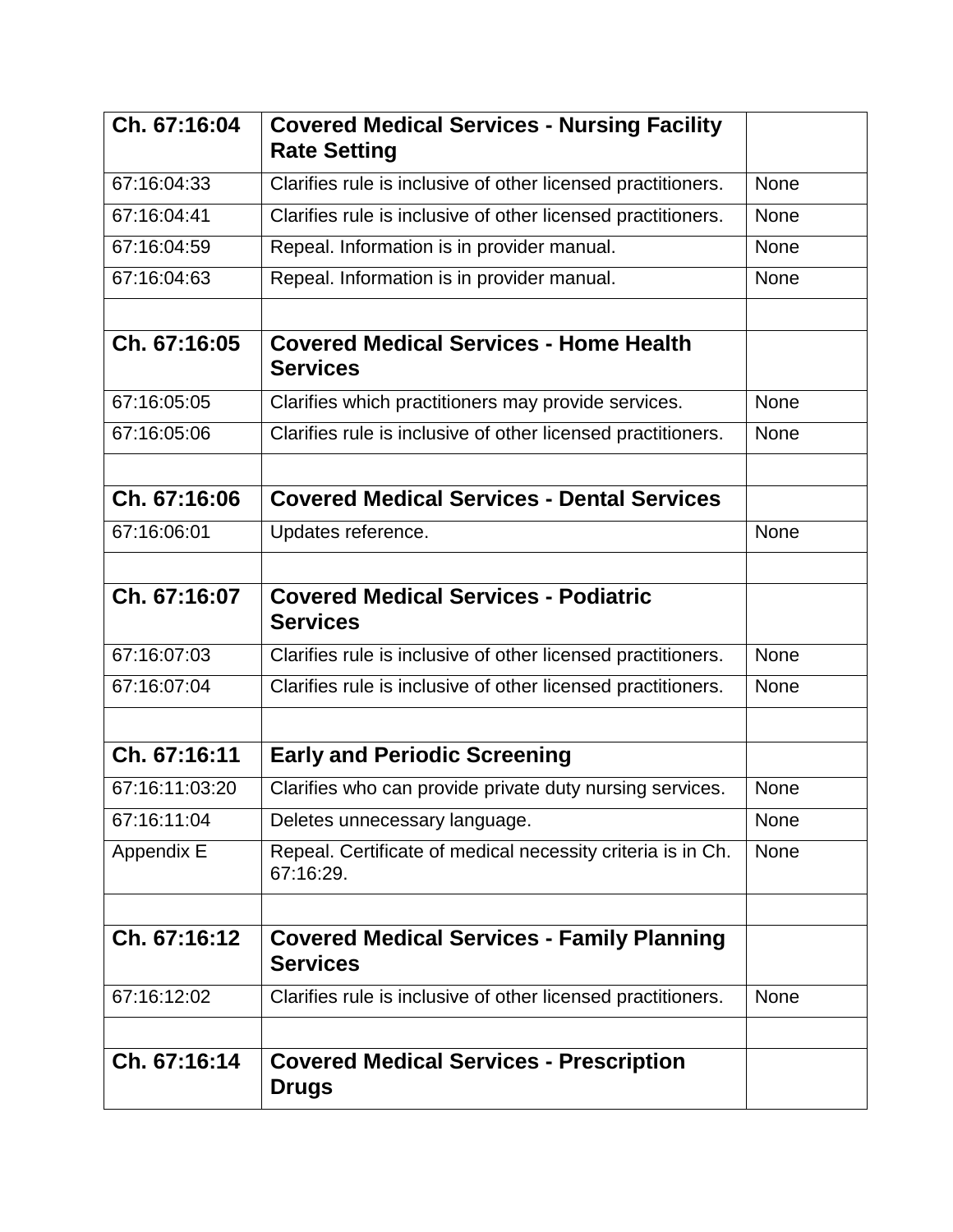| Ch. 67:16:04 | **Covered Medical Services - Nursing Facility Rate Setting** | |
|---|---|---|
| 67:16:04:33 | Clarifies rule is inclusive of other licensed practitioners. | None |
| 67:16:04:41 | Clarifies rule is inclusive of other licensed practitioners. | None |
| 67:16:04:59 | Repeal. Information is in provider manual. | None |
| 67:16:04:63 | Repeal. Information is in provider manual. | None |
| | | |
| **Ch. 67:16:05** | **Covered Medical Services - Home Health Services** | |
| 67:16:05:05 | Clarifies which practitioners may provide services. | None |
| 67:16:05:06 | Clarifies rule is inclusive of other licensed practitioners. | None |
| | | |
| **Ch. 67:16:06** | **Covered Medical Services - Dental Services** | |
| 67:16:06:01 | Updates reference. | None |
| | | |
| **Ch. 67:16:07** | **Covered Medical Services - Podiatric Services** | |
| 67:16:07:03 | Clarifies rule is inclusive of other licensed practitioners. | None |
| 67:16:07:04 | Clarifies rule is inclusive of other licensed practitioners. | None |
| | | |
| **Ch. 67:16:11** | **Early and Periodic Screening** | |
| 67:16:11:03:20 | Clarifies who can provide private duty nursing services. | None |
| 67:16:11:04 | Deletes unnecessary language. | None |
| Appendix E | Repeal. Certificate of medical necessity criteria is in Ch. 67:16:29. | None |
| | | |
| **Ch. 67:16:12** | **Covered Medical Services - Family Planning Services** | |
| 67:16:12:02 | Clarifies rule is inclusive of other licensed practitioners. | None |
| | | |
| **Ch. 67:16:14** | **Covered Medical Services - Prescription Drugs** | |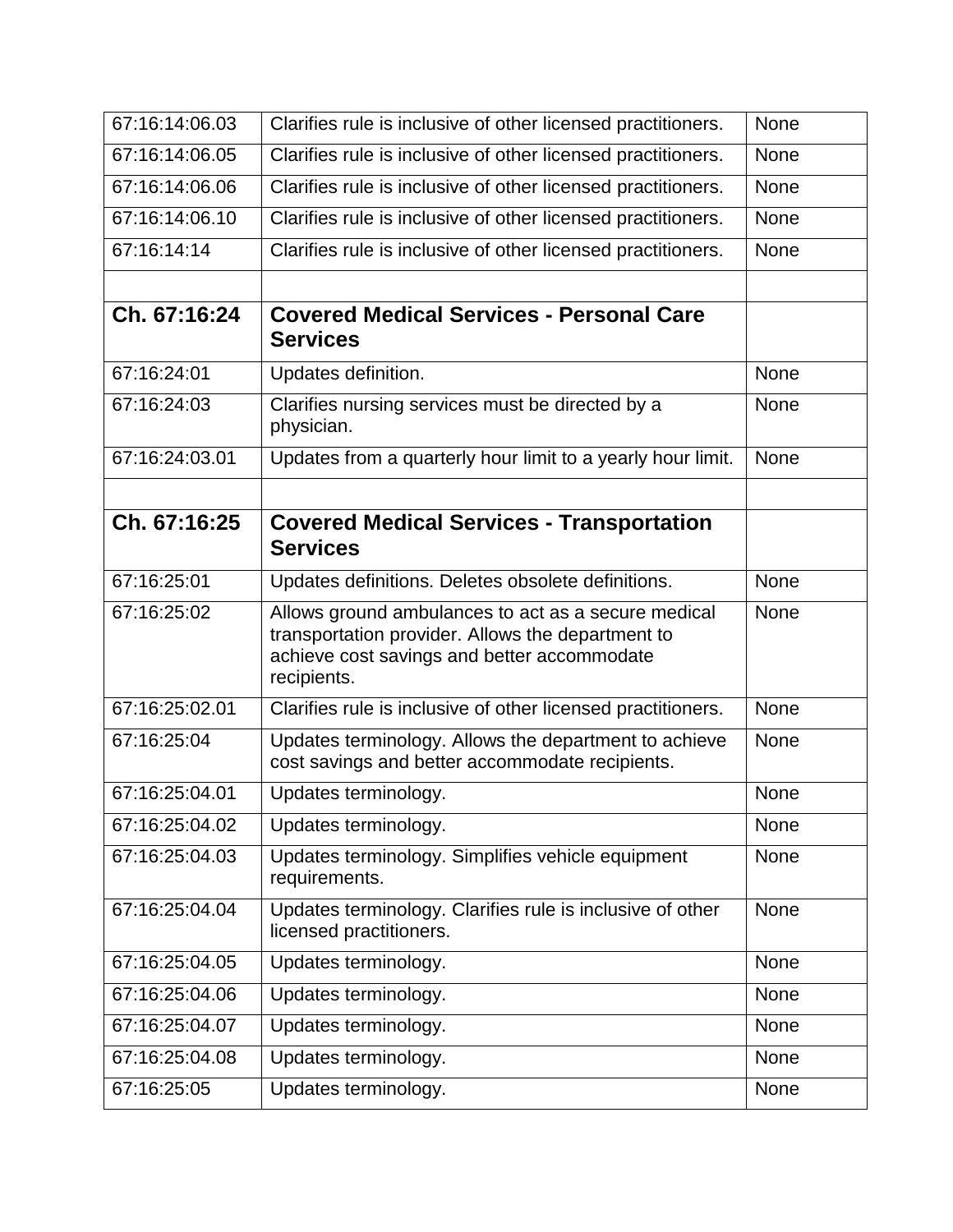| | | |
|---|---|---|
| 67:16:14:06.03 | Clarifies rule is inclusive of other licensed practitioners. | None |
| 67:16:14:06.05 | Clarifies rule is inclusive of other licensed practitioners. | None |
| 67:16:14:06.06 | Clarifies rule is inclusive of other licensed practitioners. | None |
| 67:16:14:06.10 | Clarifies rule is inclusive of other licensed practitioners. | None |
| 67:16:14:14 | Clarifies rule is inclusive of other licensed practitioners. | None |
| | | |
| **Ch. 67:16:24** | **Covered Medical Services - Personal Care Services** | |
| 67:16:24:01 | Updates definition. | None |
| 67:16:24:03 | Clarifies nursing services must be directed by a physician. | None |
| 67:16:24:03.01 | Updates from a quarterly hour limit to a yearly hour limit. | None |
| | | |
| **Ch. 67:16:25** | **Covered Medical Services - Transportation Services** | |
| 67:16:25:01 | Updates definitions. Deletes obsolete definitions. | None |
| 67:16:25:02 | Allows ground ambulances to act as a secure medical transportation provider. Allows the department to achieve cost savings and better accommodate recipients. | None |
| 67:16:25:02.01 | Clarifies rule is inclusive of other licensed practitioners. | None |
| 67:16:25:04 | Updates terminology. Allows the department to achieve cost savings and better accommodate recipients. | None |
| 67:16:25:04.01 | Updates terminology. | None |
| 67:16:25:04.02 | Updates terminology. | None |
| 67:16:25:04.03 | Updates terminology. Simplifies vehicle equipment requirements. | None |
| 67:16:25:04.04 | Updates terminology. Clarifies rule is inclusive of other licensed practitioners. | None |
| 67:16:25:04.05 | Updates terminology. | None |
| 67:16:25:04.06 | Updates terminology. | None |
| 67:16:25:04.07 | Updates terminology. | None |
| 67:16:25:04.08 | Updates terminology. | None |
| 67:16:25:05 | Updates terminology. | None |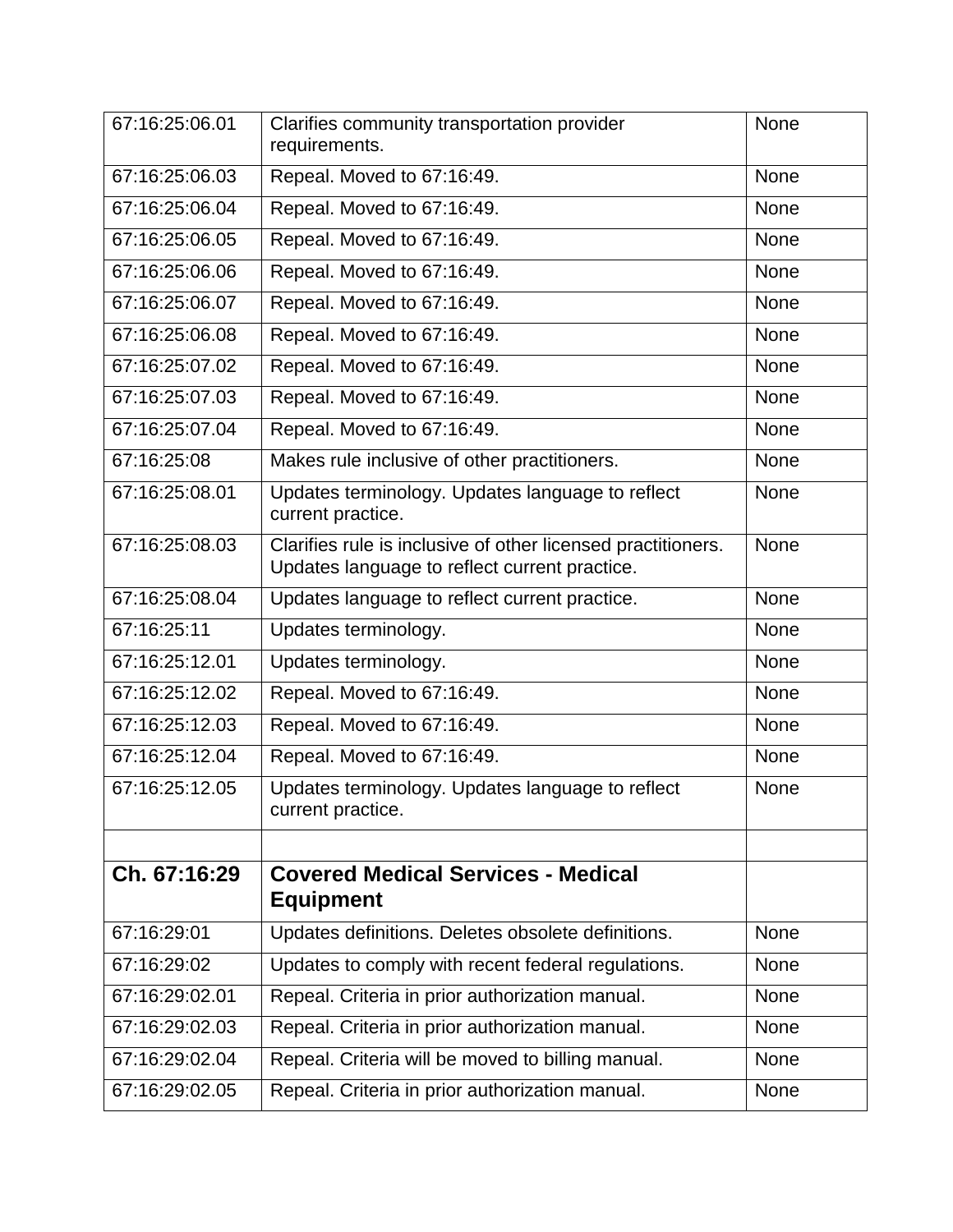| 67:16:25:06.01 | Clarifies community transportation provider requirements. | None |
|---|---|---|
| 67:16:25:06.03 | Repeal. Moved to 67:16:49. | None |
| 67:16:25:06.04 | Repeal. Moved to 67:16:49. | None |
| 67:16:25:06.05 | Repeal. Moved to 67:16:49. | None |
| 67:16:25:06.06 | Repeal. Moved to 67:16:49. | None |
| 67:16:25:06.07 | Repeal. Moved to 67:16:49. | None |
| 67:16:25:06.08 | Repeal. Moved to 67:16:49. | None |
| 67:16:25:07.02 | Repeal. Moved to 67:16:49. | None |
| 67:16:25:07.03 | Repeal. Moved to 67:16:49. | None |
| 67:16:25:07.04 | Repeal. Moved to 67:16:49. | None |
| 67:16:25:08 | Makes rule inclusive of other practitioners. | None |
| 67:16:25:08.01 | Updates terminology. Updates language to reflect current practice. | None |
| 67:16:25:08.03 | Clarifies rule is inclusive of other licensed practitioners. Updates language to reflect current practice. | None |
| 67:16:25:08.04 | Updates language to reflect current practice. | None |
| 67:16:25:11 | Updates terminology. | None |
| 67:16:25:12.01 | Updates terminology. | None |
| 67:16:25:12.02 | Repeal. Moved to 67:16:49. | None |
| 67:16:25:12.03 | Repeal. Moved to 67:16:49. | None |
| 67:16:25:12.04 | Repeal. Moved to 67:16:49. | None |
| 67:16:25:12.05 | Updates terminology. Updates language to reflect current practice. | None |
| | | |
| **Ch. 67:16:29** | **Covered Medical Services - Medical Equipment** | |
| 67:16:29:01 | Updates definitions. Deletes obsolete definitions. | None |
| 67:16:29:02 | Updates to comply with recent federal regulations. | None |
| 67:16:29:02.01 | Repeal. Criteria in prior authorization manual. | None |
| 67:16:29:02.03 | Repeal. Criteria in prior authorization manual. | None |
| 67:16:29:02.04 | Repeal. Criteria will be moved to billing manual. | None |
| 67:16:29:02.05 | Repeal. Criteria in prior authorization manual. | None |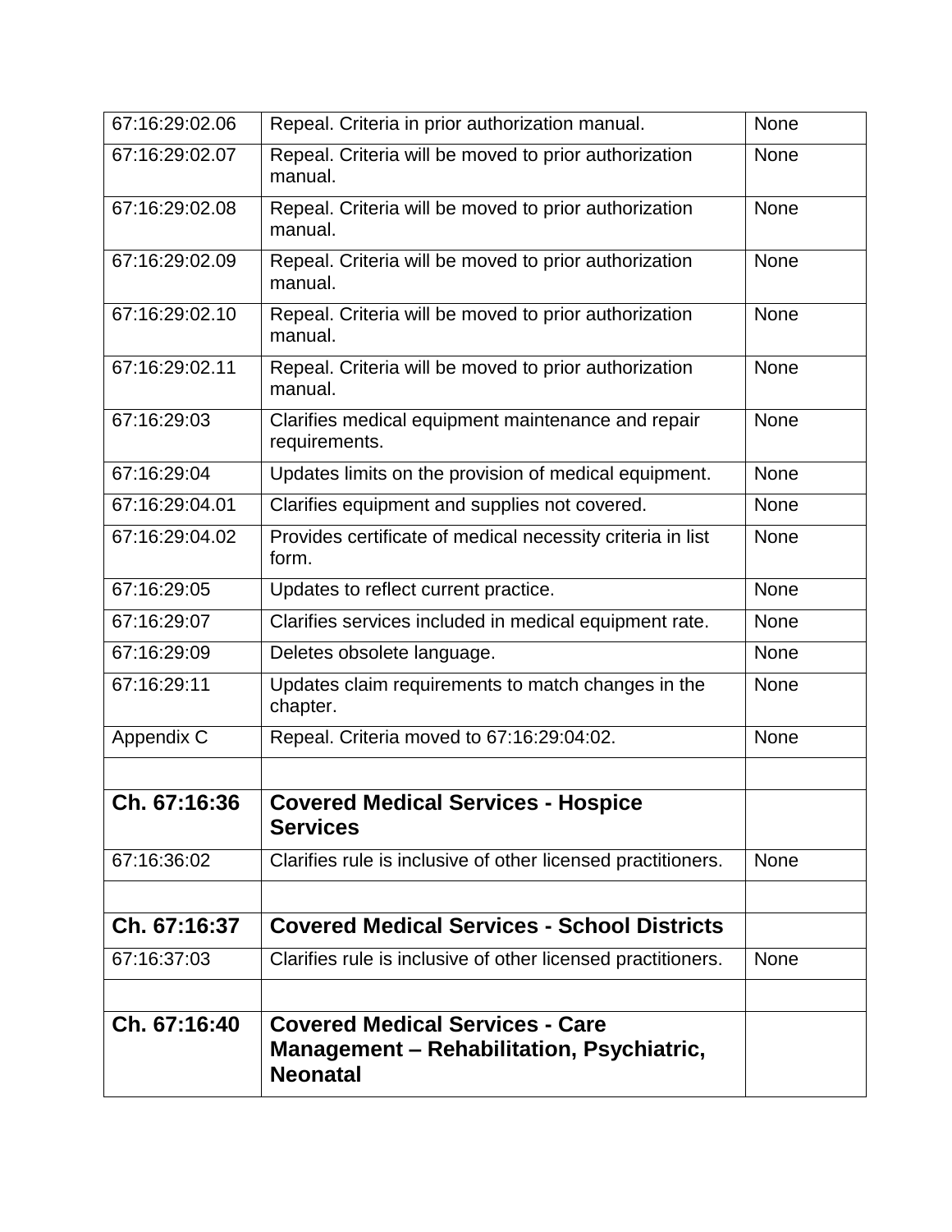| | | |
|---|---|---|
| 67:16:29:02.06 | Repeal. Criteria in prior authorization manual. | None |
| 67:16:29:02.07 | Repeal. Criteria will be moved to prior authorization manual. | None |
| 67:16:29:02.08 | Repeal. Criteria will be moved to prior authorization manual. | None |
| 67:16:29:02.09 | Repeal. Criteria will be moved to prior authorization manual. | None |
| 67:16:29:02.10 | Repeal. Criteria will be moved to prior authorization manual. | None |
| 67:16:29:02.11 | Repeal. Criteria will be moved to prior authorization manual. | None |
| 67:16:29:03 | Clarifies medical equipment maintenance and repair requirements. | None |
| 67:16:29:04 | Updates limits on the provision of medical equipment. | None |
| 67:16:29:04.01 | Clarifies equipment and supplies not covered. | None |
| 67:16:29:04.02 | Provides certificate of medical necessity criteria in list form. | None |
| 67:16:29:05 | Updates to reflect current practice. | None |
| 67:16:29:07 | Clarifies services included in medical equipment rate. | None |
| 67:16:29:09 | Deletes obsolete language. | None |
| 67:16:29:11 | Updates claim requirements to match changes in the chapter. | None |
| Appendix C | Repeal. Criteria moved to 67:16:29:04:02. | None |
| | | |
| **Ch. 67:16:36** | **Covered Medical Services - Hospice Services** | |
| 67:16:36:02 | Clarifies rule is inclusive of other licensed practitioners. | None |
| | | |
| **Ch. 67:16:37** | **Covered Medical Services - School Districts** | |
| 67:16:37:03 | Clarifies rule is inclusive of other licensed practitioners. | None |
| | | |
| **Ch. 67:16:40** | **Covered Medical Services - Care Management – Rehabilitation, Psychiatric, Neonatal** | |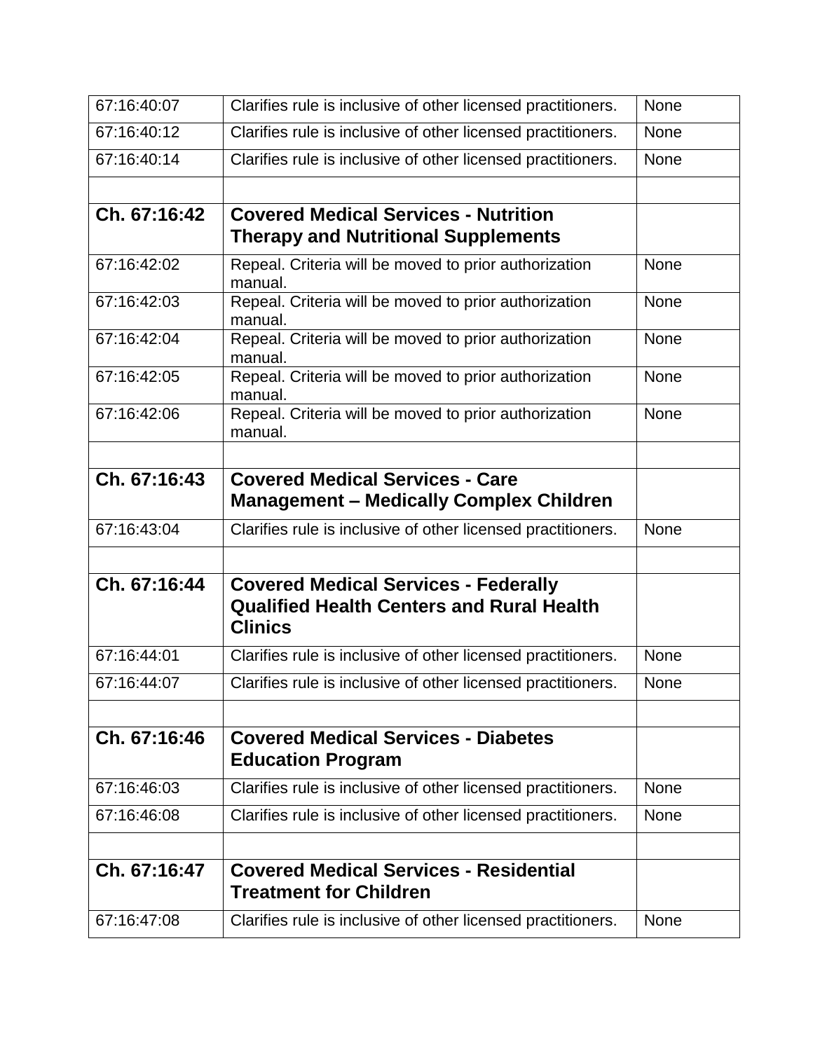| | | |
|---|---|---|
| 67:16:40:07 | Clarifies rule is inclusive of other licensed practitioners. | None |
| 67:16:40:12 | Clarifies rule is inclusive of other licensed practitioners. | None |
| 67:16:40:14 | Clarifies rule is inclusive of other licensed practitioners. | None |
| | | |
| **Ch. 67:16:42** | **Covered Medical Services - Nutrition Therapy and Nutritional Supplements** | |
| 67:16:42:02 | Repeal. Criteria will be moved to prior authorization manual. | None |
| 67:16:42:03 | Repeal. Criteria will be moved to prior authorization manual. | None |
| 67:16:42:04 | Repeal. Criteria will be moved to prior authorization manual. | None |
| 67:16:42:05 | Repeal. Criteria will be moved to prior authorization manual. | None |
| 67:16:42:06 | Repeal. Criteria will be moved to prior authorization manual. | None |
| | | |
| **Ch. 67:16:43** | **Covered Medical Services - Care Management – Medically Complex Children** | |
| 67:16:43:04 | Clarifies rule is inclusive of other licensed practitioners. | None |
| | | |
| **Ch. 67:16:44** | **Covered Medical Services - Federally Qualified Health Centers and Rural Health Clinics** | |
| 67:16:44:01 | Clarifies rule is inclusive of other licensed practitioners. | None |
| 67:16:44:07 | Clarifies rule is inclusive of other licensed practitioners. | None |
| | | |
| **Ch. 67:16:46** | **Covered Medical Services - Diabetes Education Program** | |
| 67:16:46:03 | Clarifies rule is inclusive of other licensed practitioners. | None |
| 67:16:46:08 | Clarifies rule is inclusive of other licensed practitioners. | None |
| | | |
| **Ch. 67:16:47** | **Covered Medical Services - Residential Treatment for Children** | |
| 67:16:47:08 | Clarifies rule is inclusive of other licensed practitioners. | None |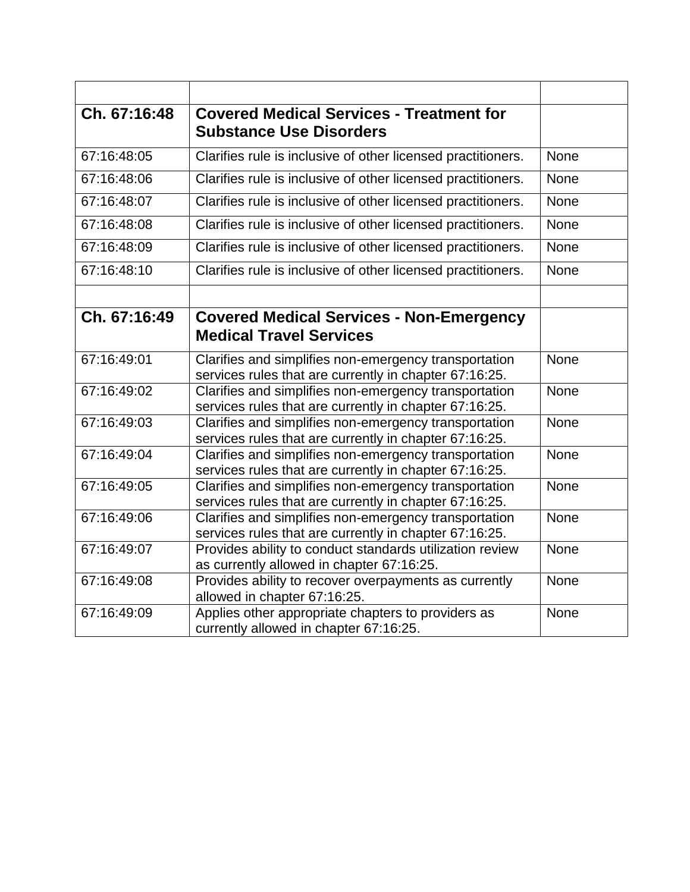| | | |
|---|---|---|
| | | |
| **Ch. 67:16:48** | **Covered Medical Services - Treatment for Substance Use Disorders** | |
| 67:16:48:05 | Clarifies rule is inclusive of other licensed practitioners. | None |
| 67:16:48:06 | Clarifies rule is inclusive of other licensed practitioners. | None |
| 67:16:48:07 | Clarifies rule is inclusive of other licensed practitioners. | None |
| 67:16:48:08 | Clarifies rule is inclusive of other licensed practitioners. | None |
| 67:16:48:09 | Clarifies rule is inclusive of other licensed practitioners. | None |
| 67:16:48:10 | Clarifies rule is inclusive of other licensed practitioners. | None |
| | | |
| **Ch. 67:16:49** | **Covered Medical Services - Non-Emergency Medical Travel Services** | |
| 67:16:49:01 | Clarifies and simplifies non-emergency transportation services rules that are currently in chapter 67:16:25. | None |
| 67:16:49:02 | Clarifies and simplifies non-emergency transportation services rules that are currently in chapter 67:16:25. | None |
| 67:16:49:03 | Clarifies and simplifies non-emergency transportation services rules that are currently in chapter 67:16:25. | None |
| 67:16:49:04 | Clarifies and simplifies non-emergency transportation services rules that are currently in chapter 67:16:25. | None |
| 67:16:49:05 | Clarifies and simplifies non-emergency transportation services rules that are currently in chapter 67:16:25. | None |
| 67:16:49:06 | Clarifies and simplifies non-emergency transportation services rules that are currently in chapter 67:16:25. | None |
| 67:16:49:07 | Provides ability to conduct standards utilization review as currently allowed in chapter 67:16:25. | None |
| 67:16:49:08 | Provides ability to recover overpayments as currently allowed in chapter 67:16:25. | None |
| 67:16:49:09 | Applies other appropriate chapters to providers as currently allowed in chapter 67:16:25. | None |